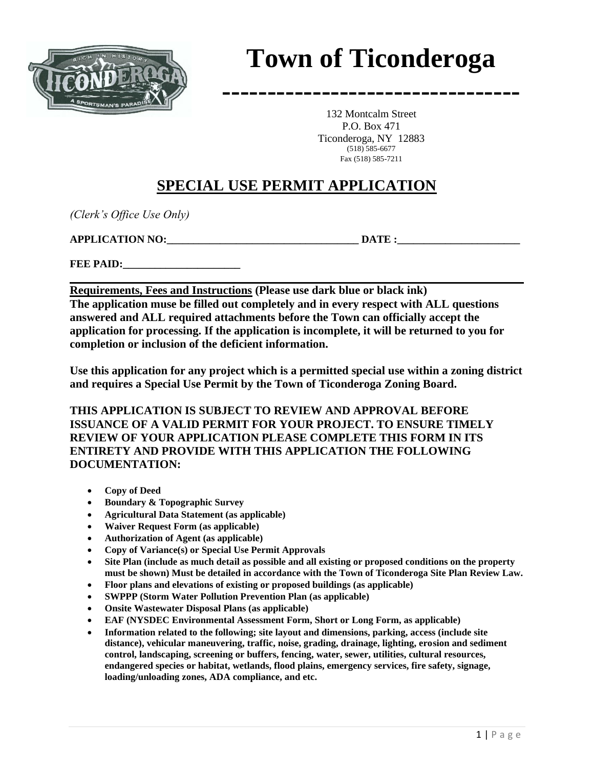# Town of Ticonderoga

132 Montcalm Street
P.O. Box 471
Ticonderoga, NY 12883
(518) 585-6677
Fax (518) 585-7211

## SPECIAL USE PERMIT APPLICATION

*(Clerk's Office Use Only)*

**APPLICATION NO:____________________________________ DATE :_______________________**

**FEE PAID:______________________**

**Requirements, Fees and Instructions (Please use dark blue or black ink)**
**The application muse be filled out completely and in every respect with ALL questions answered and ALL required attachments before the Town can officially accept the application for processing. If the application is incomplete, it will be returned to you for completion or inclusion of the deficient information.**

**Use this application for any project which is a permitted special use within a zoning district and requires a Special Use Permit by the Town of Ticonderoga Zoning Board.**

**THIS APPLICATION IS SUBJECT TO REVIEW AND APPROVAL BEFORE ISSUANCE OF A VALID PERMIT FOR YOUR PROJECT. TO ENSURE TIMELY REVIEW OF YOUR APPLICATION PLEASE COMPLETE THIS FORM IN ITS ENTIRETY AND PROVIDE WITH THIS APPLICATION THE FOLLOWING DOCUMENTATION:**

- **Copy of Deed**
- **Boundary & Topographic Survey**
- **Agricultural Data Statement (as applicable)**
- **Waiver Request Form (as applicable)**
- **Authorization of Agent (as applicable)**
- **Copy of Variance(s) or Special Use Permit Approvals**
- **Site Plan (include as much detail as possible and all existing or proposed conditions on the property must be shown) Must be detailed in accordance with the Town of Ticonderoga Site Plan Review Law.**
- **Floor plans and elevations of existing or proposed buildings (as applicable)**
- **SWPPP (Storm Water Pollution Prevention Plan (as applicable)**
- **Onsite Wastewater Disposal Plans (as applicable)**
- **EAF (NYSDEC Environmental Assessment Form, Short or Long Form, as applicable)**
- **Information related to the following; site layout and dimensions, parking, access (include site distance), vehicular maneuvering, traffic, noise, grading, drainage, lighting, erosion and sediment control, landscaping, screening or buffers, fencing, water, sewer, utilities, cultural resources, endangered species or habitat, wetlands, flood plains, emergency services, fire safety, signage, loading/unloading zones, ADA compliance, and etc.**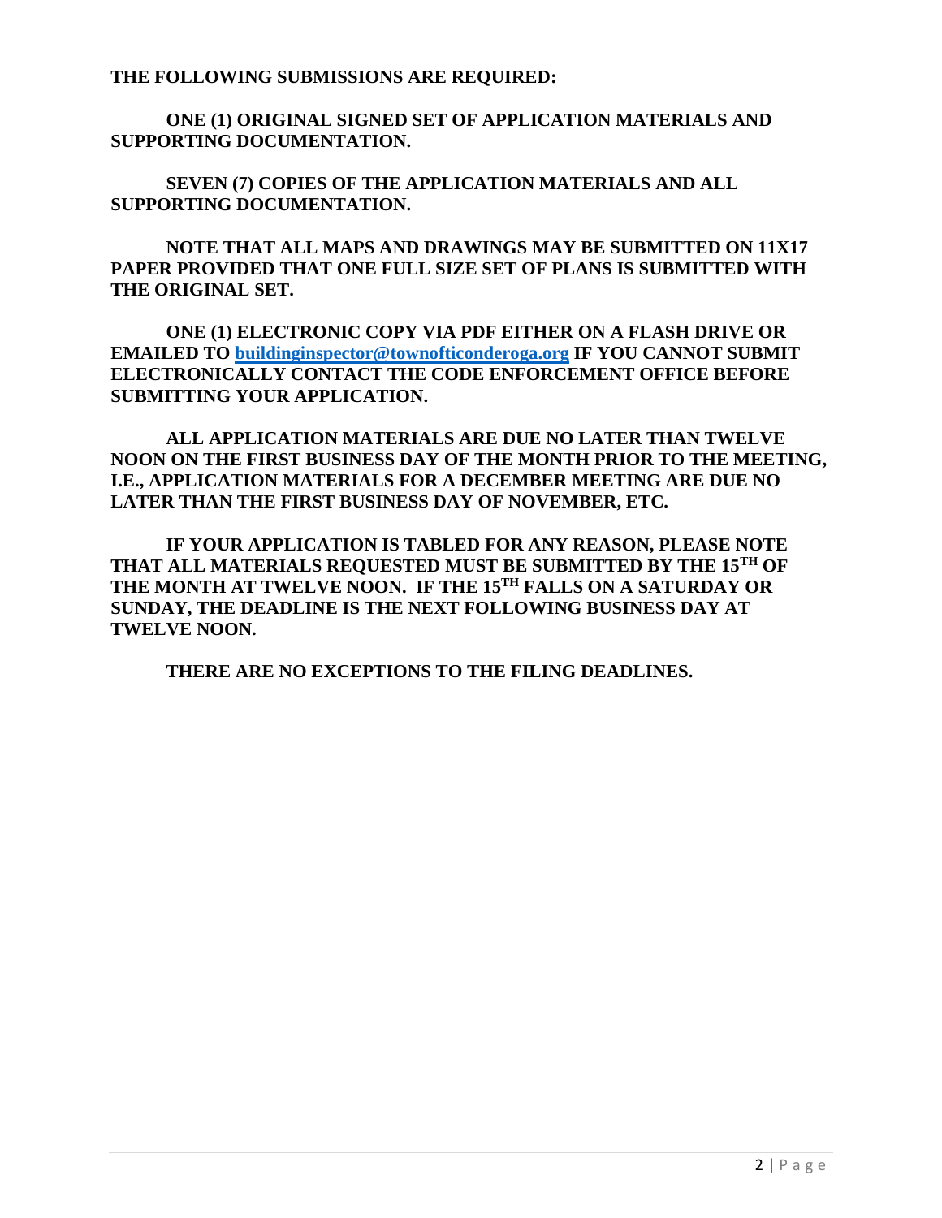**THE FOLLOWING SUBMISSIONS ARE REQUIRED:**

**ONE (1) ORIGINAL SIGNED SET OF APPLICATION MATERIALS AND SUPPORTING DOCUMENTATION.**

**SEVEN (7) COPIES OF THE APPLICATION MATERIALS AND ALL SUPPORTING DOCUMENTATION.**

**NOTE THAT ALL MAPS AND DRAWINGS MAY BE SUBMITTED ON 11X17 PAPER PROVIDED THAT ONE FULL SIZE SET OF PLANS IS SUBMITTED WITH THE ORIGINAL SET.**

**ONE (1) ELECTRONIC COPY VIA PDF EITHER ON A FLASH DRIVE OR EMAILED TO buildinginspector@townofticonderoga.org IF YOU CANNOT SUBMIT ELECTRONICALLY CONTACT THE CODE ENFORCEMENT OFFICE BEFORE SUBMITTING YOUR APPLICATION.**

**ALL APPLICATION MATERIALS ARE DUE NO LATER THAN TWELVE NOON ON THE FIRST BUSINESS DAY OF THE MONTH PRIOR TO THE MEETING, I.E., APPLICATION MATERIALS FOR A DECEMBER MEETING ARE DUE NO LATER THAN THE FIRST BUSINESS DAY OF NOVEMBER, ETC.**

**IF YOUR APPLICATION IS TABLED FOR ANY REASON, PLEASE NOTE THAT ALL MATERIALS REQUESTED MUST BE SUBMITTED BY THE 15TH OF THE MONTH AT TWELVE NOON. IF THE 15TH FALLS ON A SATURDAY OR SUNDAY, THE DEADLINE IS THE NEXT FOLLOWING BUSINESS DAY AT TWELVE NOON.**

**THERE ARE NO EXCEPTIONS TO THE FILING DEADLINES.**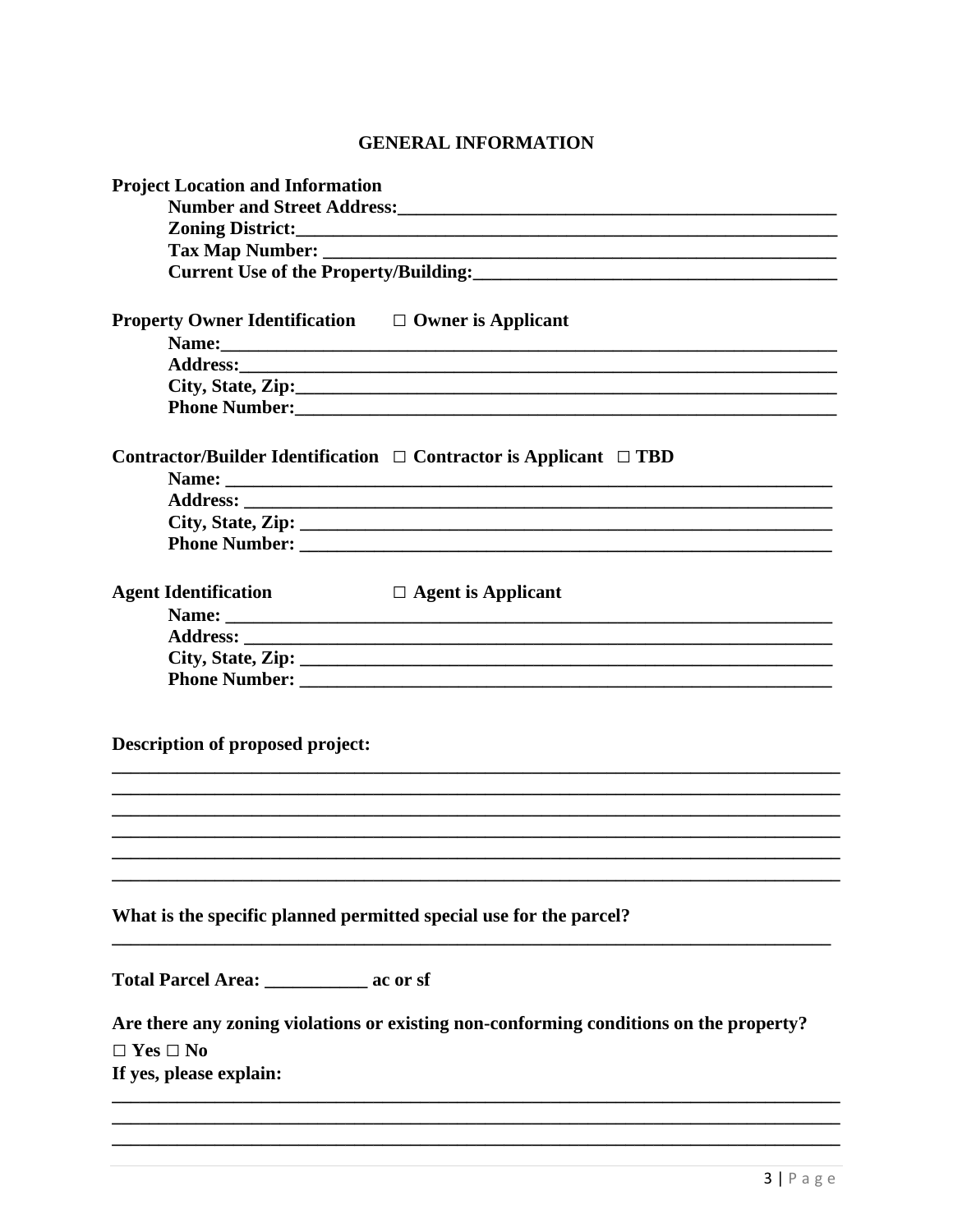## GENERAL INFORMATION

**Project Location and Information**

**Number and Street Address:**\_\_\_\_\_\_\_\_\_\_\_\_\_\_\_\_\_\_\_\_\_\_\_\_\_\_\_\_\_\_\_\_\_\_\_\_\_\_\_\_\_\_\_\_\_\_\_\_

**Zoning District:**\_\_\_\_\_\_\_\_\_\_\_\_\_\_\_\_\_\_\_\_\_\_\_\_\_\_\_\_\_\_\_\_\_\_\_\_\_\_\_\_\_\_\_\_\_\_\_\_\_\_\_\_\_\_\_\_\_\_\_\_

**Tax Map Number:** \_\_\_\_\_\_\_\_\_\_\_\_\_\_\_\_\_\_\_\_\_\_\_\_\_\_\_\_\_\_\_\_\_\_\_\_\_\_\_\_\_\_\_\_\_\_\_\_\_\_\_\_\_\_\_\_\_\_

**Current Use of the Property/Building:**\_\_\_\_\_\_\_\_\_\_\_\_\_\_\_\_\_\_\_\_\_\_\_\_\_\_\_\_\_\_\_\_\_\_\_\_\_\_\_\_

**Property Owner Identification** □ **Owner is Applicant**

**Name:**\_\_\_\_\_\_\_\_\_\_\_\_\_\_\_\_\_\_\_\_\_\_\_\_\_\_\_\_\_\_\_\_\_\_\_\_\_\_\_\_\_\_\_\_\_\_\_\_\_\_\_\_\_\_\_\_\_\_\_\_\_\_\_\_\_\_\_\_\_\_

**Address:**\_\_\_\_\_\_\_\_\_\_\_\_\_\_\_\_\_\_\_\_\_\_\_\_\_\_\_\_\_\_\_\_\_\_\_\_\_\_\_\_\_\_\_\_\_\_\_\_\_\_\_\_\_\_\_\_\_\_\_\_\_\_\_\_\_\_

**City, State, Zip:**\_\_\_\_\_\_\_\_\_\_\_\_\_\_\_\_\_\_\_\_\_\_\_\_\_\_\_\_\_\_\_\_\_\_\_\_\_\_\_\_\_\_\_\_\_\_\_\_\_\_\_\_\_\_\_\_\_\_\_\_

**Phone Number:**\_\_\_\_\_\_\_\_\_\_\_\_\_\_\_\_\_\_\_\_\_\_\_\_\_\_\_\_\_\_\_\_\_\_\_\_\_\_\_\_\_\_\_\_\_\_\_\_\_\_\_\_\_\_\_\_\_\_\_\_

**Contractor/Builder Identification** □ **Contractor is Applicant** □ **TBD**

**Name:** \_\_\_\_\_\_\_\_\_\_\_\_\_\_\_\_\_\_\_\_\_\_\_\_\_\_\_\_\_\_\_\_\_\_\_\_\_\_\_\_\_\_\_\_\_\_\_\_\_\_\_\_\_\_\_\_\_\_\_\_\_\_\_\_\_\_\_

**Address:** \_\_\_\_\_\_\_\_\_\_\_\_\_\_\_\_\_\_\_\_\_\_\_\_\_\_\_\_\_\_\_\_\_\_\_\_\_\_\_\_\_\_\_\_\_\_\_\_\_\_\_\_\_\_\_\_\_\_\_\_\_\_\_\_\_

**City, State, Zip:** \_\_\_\_\_\_\_\_\_\_\_\_\_\_\_\_\_\_\_\_\_\_\_\_\_\_\_\_\_\_\_\_\_\_\_\_\_\_\_\_\_\_\_\_\_\_\_\_\_\_\_\_\_\_\_\_\_\_\_

**Phone Number:** \_\_\_\_\_\_\_\_\_\_\_\_\_\_\_\_\_\_\_\_\_\_\_\_\_\_\_\_\_\_\_\_\_\_\_\_\_\_\_\_\_\_\_\_\_\_\_\_\_\_\_\_\_\_\_\_\_\_\_

**Agent Identification** □ **Agent is Applicant**

**Name:** \_\_\_\_\_\_\_\_\_\_\_\_\_\_\_\_\_\_\_\_\_\_\_\_\_\_\_\_\_\_\_\_\_\_\_\_\_\_\_\_\_\_\_\_\_\_\_\_\_\_\_\_\_\_\_\_\_\_\_\_\_\_\_\_\_\_\_

**Address:** \_\_\_\_\_\_\_\_\_\_\_\_\_\_\_\_\_\_\_\_\_\_\_\_\_\_\_\_\_\_\_\_\_\_\_\_\_\_\_\_\_\_\_\_\_\_\_\_\_\_\_\_\_\_\_\_\_\_\_\_\_\_\_\_\_

**City, State, Zip:** \_\_\_\_\_\_\_\_\_\_\_\_\_\_\_\_\_\_\_\_\_\_\_\_\_\_\_\_\_\_\_\_\_\_\_\_\_\_\_\_\_\_\_\_\_\_\_\_\_\_\_\_\_\_\_\_\_\_\_

**Phone Number:** \_\_\_\_\_\_\_\_\_\_\_\_\_\_\_\_\_\_\_\_\_\_\_\_\_\_\_\_\_\_\_\_\_\_\_\_\_\_\_\_\_\_\_\_\_\_\_\_\_\_\_\_\_\_\_\_\_\_\_

**Description of proposed project:**

\_\_\_\_\_\_\_\_\_\_\_\_\_\_\_\_\_\_\_\_\_\_\_\_\_\_\_\_\_\_\_\_\_\_\_\_\_\_\_\_\_\_\_\_\_\_\_\_\_\_\_\_\_\_\_\_\_\_\_\_\_\_\_\_\_\_\_\_\_\_\_\_\_\_\_\_\_\_\_\_
\_\_\_\_\_\_\_\_\_\_\_\_\_\_\_\_\_\_\_\_\_\_\_\_\_\_\_\_\_\_\_\_\_\_\_\_\_\_\_\_\_\_\_\_\_\_\_\_\_\_\_\_\_\_\_\_\_\_\_\_\_\_\_\_\_\_\_\_\_\_\_\_\_\_\_\_\_\_\_\_
\_\_\_\_\_\_\_\_\_\_\_\_\_\_\_\_\_\_\_\_\_\_\_\_\_\_\_\_\_\_\_\_\_\_\_\_\_\_\_\_\_\_\_\_\_\_\_\_\_\_\_\_\_\_\_\_\_\_\_\_\_\_\_\_\_\_\_\_\_\_\_\_\_\_\_\_\_\_\_\_
\_\_\_\_\_\_\_\_\_\_\_\_\_\_\_\_\_\_\_\_\_\_\_\_\_\_\_\_\_\_\_\_\_\_\_\_\_\_\_\_\_\_\_\_\_\_\_\_\_\_\_\_\_\_\_\_\_\_\_\_\_\_\_\_\_\_\_\_\_\_\_\_\_\_\_\_\_\_\_\_
\_\_\_\_\_\_\_\_\_\_\_\_\_\_\_\_\_\_\_\_\_\_\_\_\_\_\_\_\_\_\_\_\_\_\_\_\_\_\_\_\_\_\_\_\_\_\_\_\_\_\_\_\_\_\_\_\_\_\_\_\_\_\_\_\_\_\_\_\_\_\_\_\_\_\_\_\_\_\_\_
\_\_\_\_\_\_\_\_\_\_\_\_\_\_\_\_\_\_\_\_\_\_\_\_\_\_\_\_\_\_\_\_\_\_\_\_\_\_\_\_\_\_\_\_\_\_\_\_\_\_\_\_\_\_\_\_\_\_\_\_\_\_\_\_\_\_\_\_\_\_\_\_\_\_\_\_\_\_\_\_

**What is the specific planned permitted special use for the parcel?**

\_\_\_\_\_\_\_\_\_\_\_\_\_\_\_\_\_\_\_\_\_\_\_\_\_\_\_\_\_\_\_\_\_\_\_\_\_\_\_\_\_\_\_\_\_\_\_\_\_\_\_\_\_\_\_\_\_\_\_\_\_\_\_\_\_\_\_\_\_\_\_\_\_\_\_\_\_\_

**Total Parcel Area:** \_\_\_\_\_\_\_\_\_\_\_ **ac or sf**

**Are there any zoning violations or existing non-conforming conditions on the property?**

□ **Yes** □ **No**

**If yes, please explain:**

\_\_\_\_\_\_\_\_\_\_\_\_\_\_\_\_\_\_\_\_\_\_\_\_\_\_\_\_\_\_\_\_\_\_\_\_\_\_\_\_\_\_\_\_\_\_\_\_\_\_\_\_\_\_\_\_\_\_\_\_\_\_\_\_\_\_\_\_\_\_\_\_\_\_\_\_\_\_\_\_
\_\_\_\_\_\_\_\_\_\_\_\_\_\_\_\_\_\_\_\_\_\_\_\_\_\_\_\_\_\_\_\_\_\_\_\_\_\_\_\_\_\_\_\_\_\_\_\_\_\_\_\_\_\_\_\_\_\_\_\_\_\_\_\_\_\_\_\_\_\_\_\_\_\_\_\_\_\_\_\_
\_\_\_\_\_\_\_\_\_\_\_\_\_\_\_\_\_\_\_\_\_\_\_\_\_\_\_\_\_\_\_\_\_\_\_\_\_\_\_\_\_\_\_\_\_\_\_\_\_\_\_\_\_\_\_\_\_\_\_\_\_\_\_\_\_\_\_\_\_\_\_\_\_\_\_\_\_\_\_\_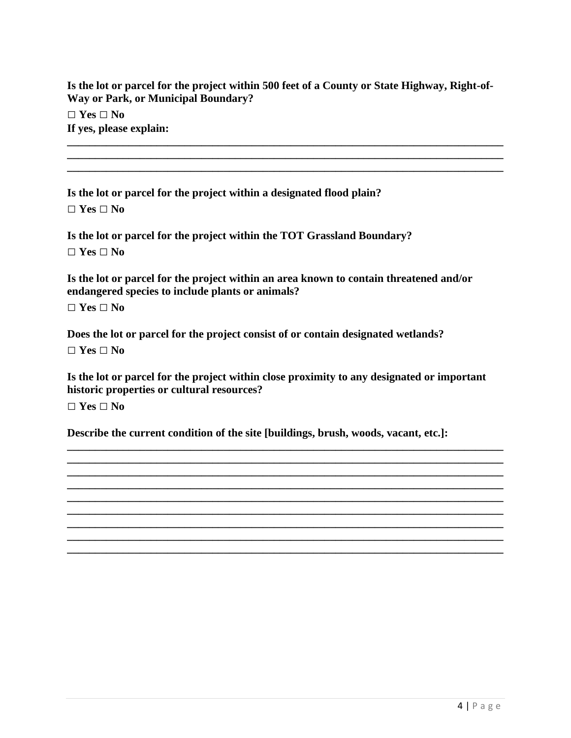**Is the lot or parcel for the project within 500 feet of a County or State Highway, Right-of-Way or Park, or Municipal Boundary?**

**□ Yes □ No**

**If yes, please explain:**

______________________________________________________________________________
______________________________________________________________________________
______________________________________________________________________________

**Is the lot or parcel for the project within a designated flood plain?**

**□ Yes □ No**

**Is the lot or parcel for the project within the TOT Grassland Boundary?**

**□ Yes □ No**

**Is the lot or parcel for the project within an area known to contain threatened and/or endangered species to include plants or animals?**

**□ Yes □ No**

**Does the lot or parcel for the project consist of or contain designated wetlands?**

**□ Yes □ No**

**Is the lot or parcel for the project within close proximity to any designated or important historic properties or cultural resources?**

**□ Yes □ No**

**Describe the current condition of the site [buildings, brush, woods, vacant, etc.]:**

______________________________________________________________________________
______________________________________________________________________________
______________________________________________________________________________
______________________________________________________________________________
______________________________________________________________________________
______________________________________________________________________________
______________________________________________________________________________
______________________________________________________________________________
______________________________________________________________________________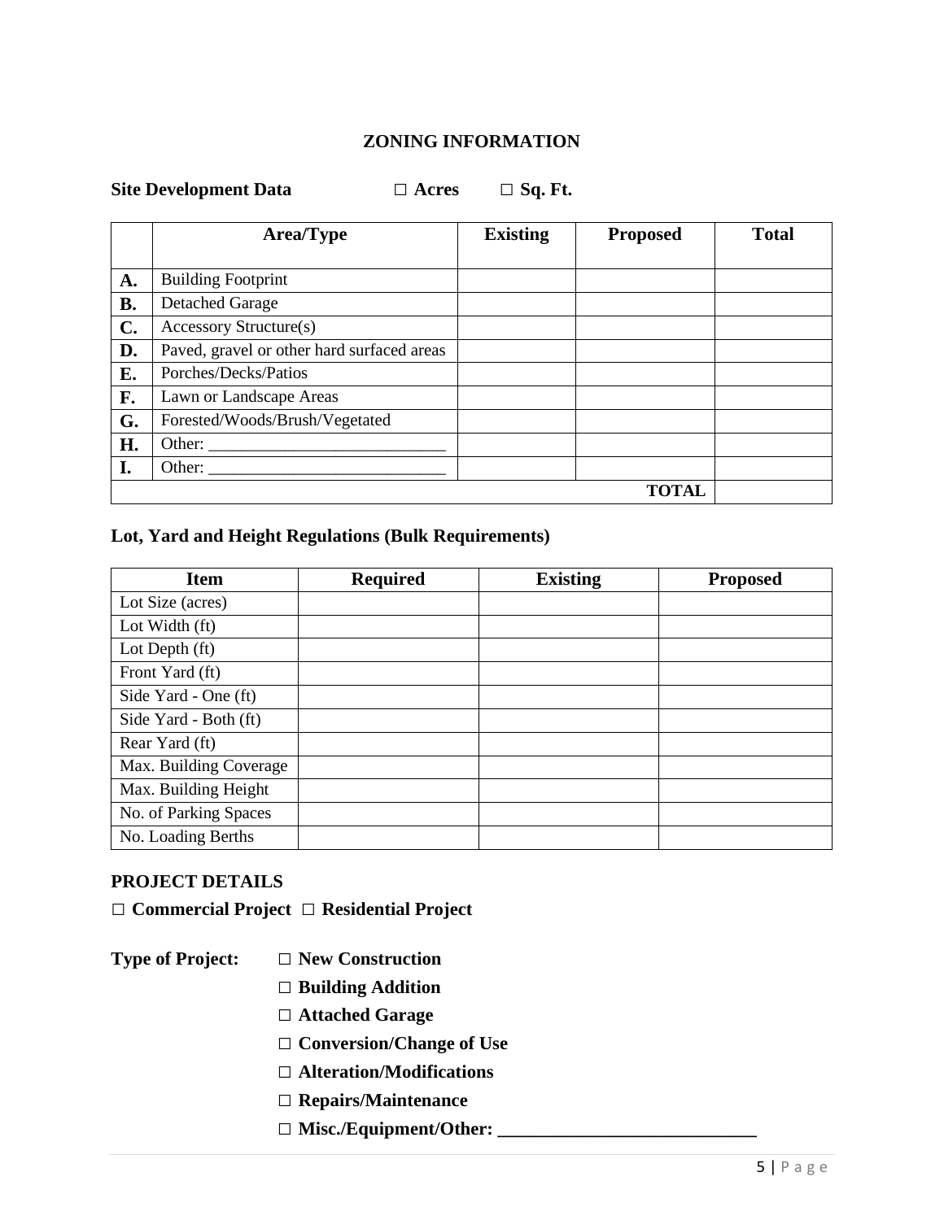# ZONING INFORMATION

**Site Development Data** ☐ **Acres** ☐ **Sq. Ft.**

| | Area/Type | Existing | Proposed | Total |
|---|---|---|---|---|
| **A.** | Building Footprint | | | |
| **B.** | Detached Garage | | | |
| **C.** | Accessory Structure(s) | | | |
| **D.** | Paved, gravel or other hard surfaced areas | | | |
| **E.** | Porches/Decks/Patios | | | |
| **F.** | Lawn or Landscape Areas | | | |
| **G.** | Forested/Woods/Brush/Vegetated | | | |
| **H.** | Other: ___________________________ | | | |
| **I.** | Other: ___________________________ | | | |
| | | | **TOTAL** | |

## Lot, Yard and Height Regulations (Bulk Requirements)

| Item | Required | Existing | Proposed |
|---|---|---|---|
| Lot Size (acres) | | | |
| Lot Width (ft) | | | |
| Lot Depth (ft) | | | |
| Front Yard (ft) | | | |
| Side Yard - One (ft) | | | |
| Side Yard - Both (ft) | | | |
| Rear Yard (ft) | | | |
| Max. Building Coverage | | | |
| Max. Building Height | | | |
| No. of Parking Spaces | | | |
| No. Loading Berths | | | |

## PROJECT DETAILS

☐ **Commercial Project** ☐ **Residential Project**

**Type of Project:**

☐ **New Construction**

☐ **Building Addition**

☐ **Attached Garage**

☐ **Conversion/Change of Use**

☐ **Alteration/Modifications**

☐ **Repairs/Maintenance**

☐ **Misc./Equipment/Other: ___________________________**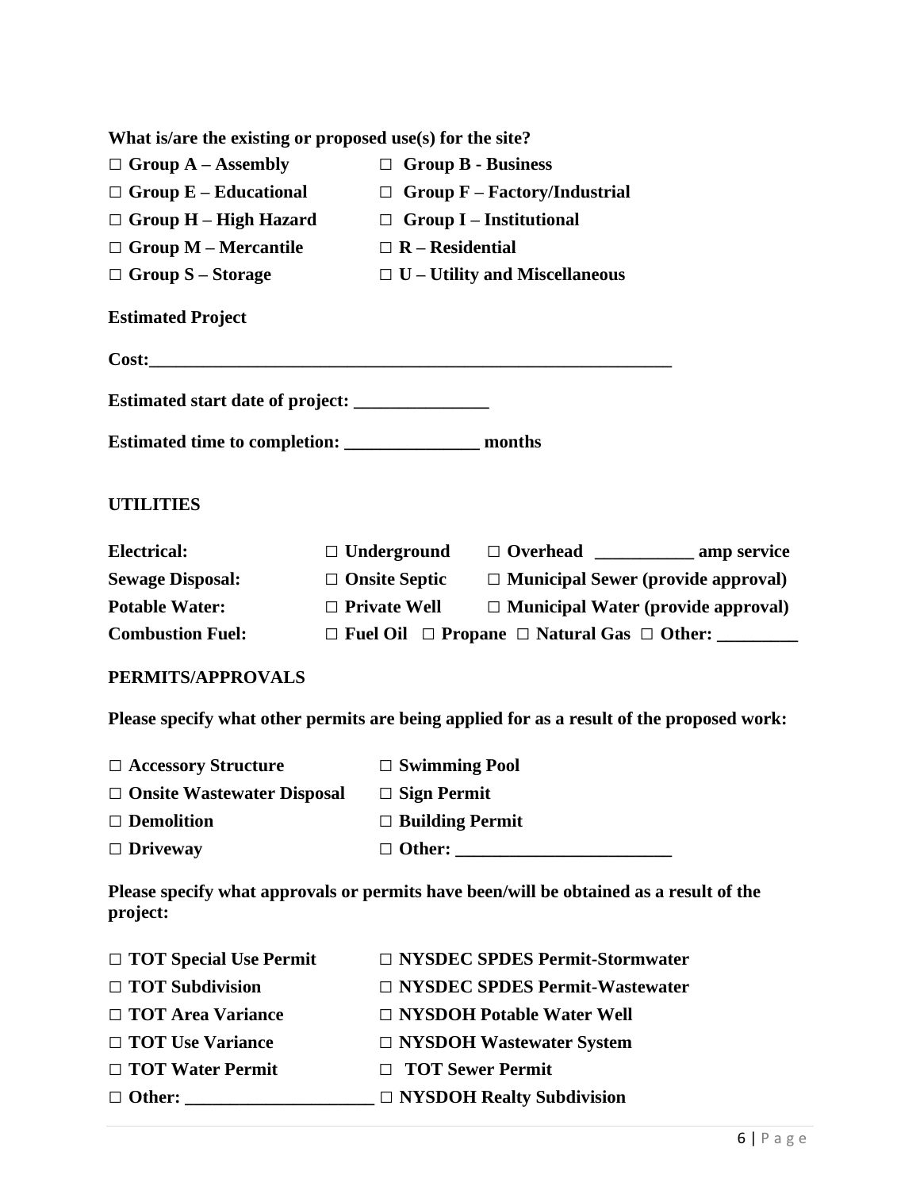**What is/are the existing or proposed use(s) for the site?**

| | |
|---|---|
| □ **Group A – Assembly** | □ **Group B - Business** |
| □ **Group E – Educational** | □ **Group F – Factory/Industrial** |
| □ **Group H – High Hazard** | □ **Group I – Institutional** |
| □ **Group M – Mercantile** | □ **R – Residential** |
| □ **Group S – Storage** | □ **U – Utility and Miscellaneous** |

**Estimated Project**

**Cost:**____________________________________________________________

**Estimated start date of project:** _______________

**Estimated time to completion:** _______________ **months**

**UTILITIES**

| | | |
|---|---|---|
| **Electrical:** | □ **Underground** | □ **Overhead** ___________ **amp service** |
| **Sewage Disposal:** | □ **Onsite Septic** | □ **Municipal Sewer (provide approval)** |
| **Potable Water:** | □ **Private Well** | □ **Municipal Water (provide approval)** |
| **Combustion Fuel:** | □ **Fuel Oil** □ **Propane** □ **Natural Gas** □ **Other:** _________ | |

**PERMITS/APPROVALS**

**Please specify what other permits are being applied for as a result of the proposed work:**

| | |
|---|---|
| □ **Accessory Structure** | □ **Swimming Pool** |
| □ **Onsite Wastewater Disposal** | □ **Sign Permit** |
| □ **Demolition** | □ **Building Permit** |
| □ **Driveway** | □ **Other:** ________________________ |

**Please specify what approvals or permits have been/will be obtained as a result of the project:**

| | |
|---|---|
| □ **TOT Special Use Permit** | □ **NYSDEC SPDES Permit-Stormwater** |
| □ **TOT Subdivision** | □ **NYSDEC SPDES Permit-Wastewater** |
| □ **TOT Area Variance** | □ **NYSDOH Potable Water Well** |
| □ **TOT Use Variance** | □ **NYSDOH Wastewater System** |
| □ **TOT Water Permit** | □ **TOT Sewer Permit** |
| □ **Other:** ____________________ | □ **NYSDOH Realty Subdivision** |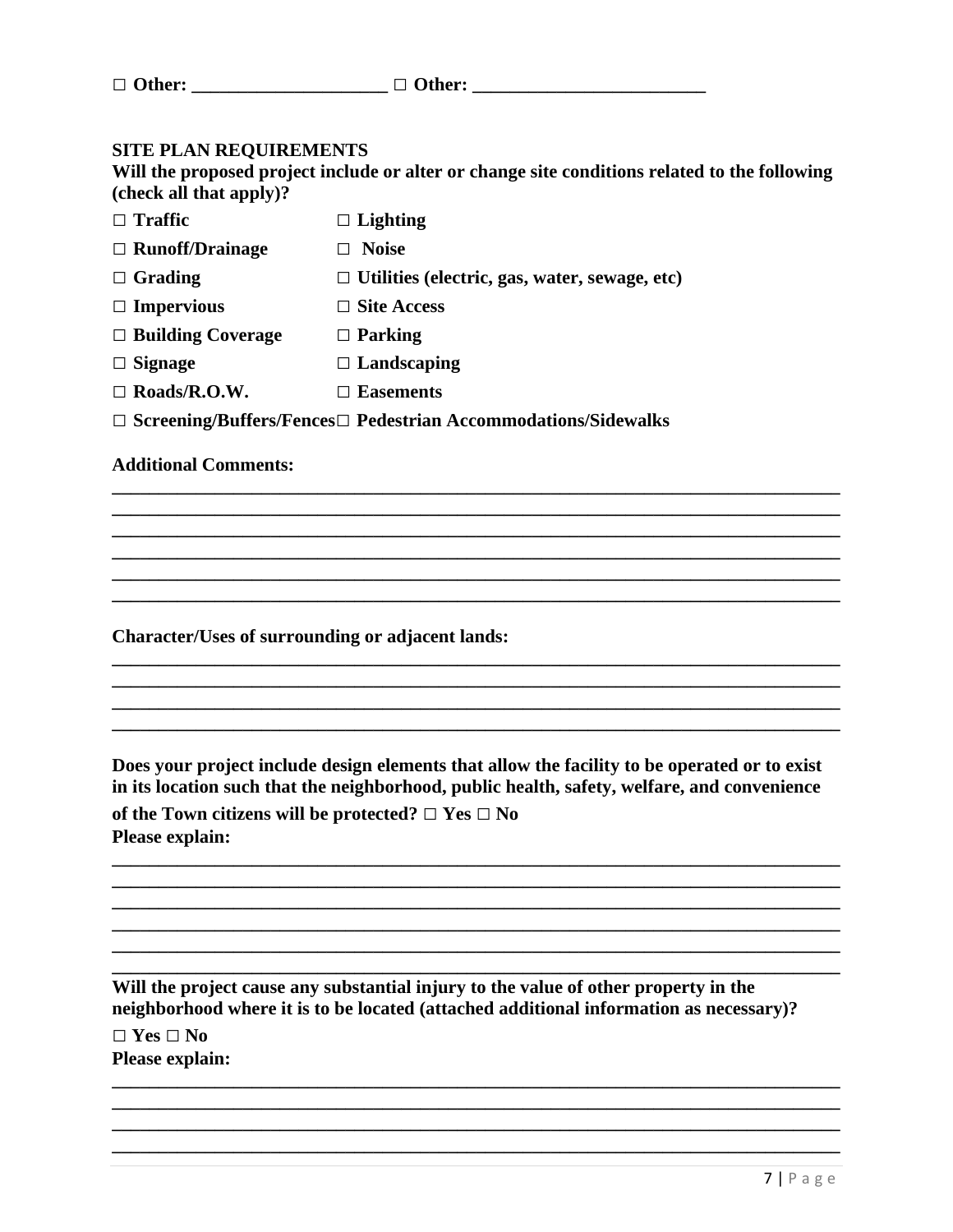**□ Other: _____________________ □ Other: _________________________**

**SITE PLAN REQUIREMENTS**

**Will the proposed project include or alter or change site conditions related to the following (check all that apply)?**

**□ Traffic** **□ Lighting**

**□ Runoff/Drainage** **□ Noise**

**□ Grading** **□ Utilities (electric, gas, water, sewage, etc)**

**□ Impervious** **□ Site Access**

**□ Building Coverage** **□ Parking**

**□ Signage** **□ Landscaping**

**□ Roads/R.O.W.** **□ Easements**

**□ Screening/Buffers/Fences** **□ Pedestrian Accommodations/Sidewalks**

**Additional Comments:**

______________________________________________________________________________
______________________________________________________________________________
______________________________________________________________________________
______________________________________________________________________________
______________________________________________________________________________
______________________________________________________________________________

**Character/Uses of surrounding or adjacent lands:**

______________________________________________________________________________
______________________________________________________________________________
______________________________________________________________________________
______________________________________________________________________________

**Does your project include design elements that allow the facility to be operated or to exist in its location such that the neighborhood, public health, safety, welfare, and convenience of the Town citizens will be protected? □ Yes □ No**

**Please explain:**

______________________________________________________________________________
______________________________________________________________________________
______________________________________________________________________________
______________________________________________________________________________
______________________________________________________________________________
______________________________________________________________________________

**Will the project cause any substantial injury to the value of other property in the neighborhood where it is to be located (attached additional information as necessary)?**

**□ Yes □ No**

**Please explain:**

______________________________________________________________________________
______________________________________________________________________________
______________________________________________________________________________
______________________________________________________________________________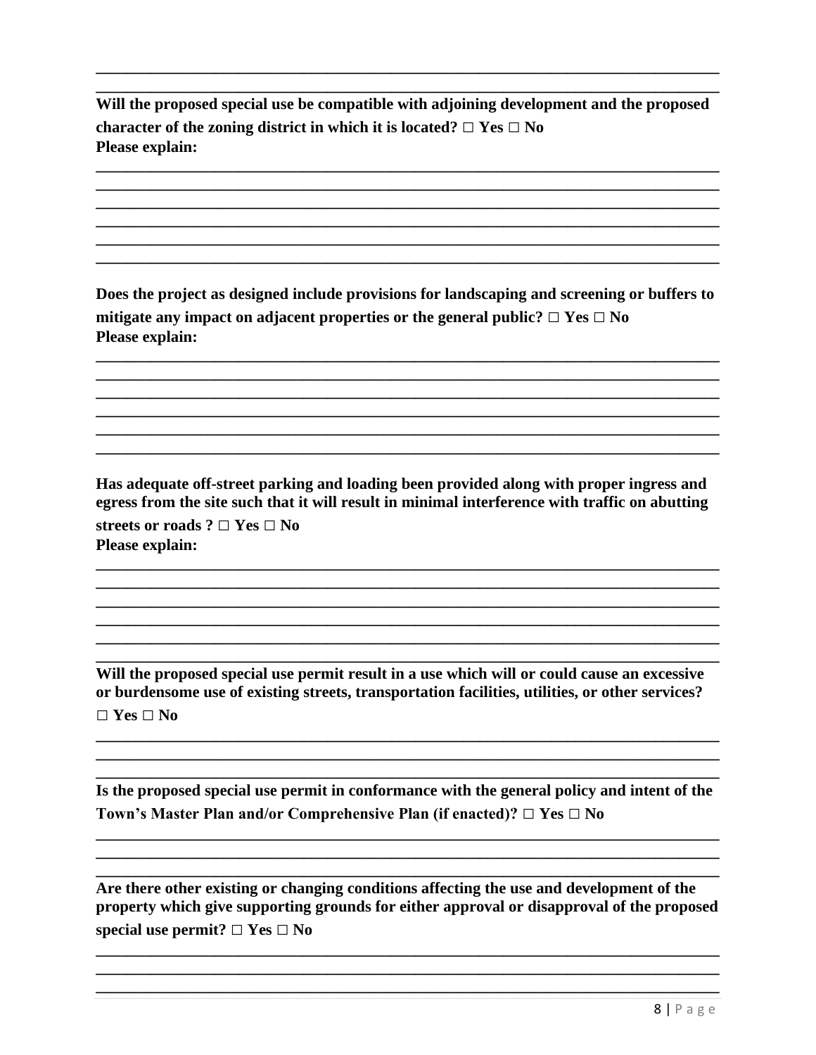________________________________________________________________________________
________________________________________________________________________________

**Will the proposed special use be compatible with adjoining development and the proposed character of the zoning district in which it is located? □ Yes □ No**
**Please explain:**

________________________________________________________________________________
________________________________________________________________________________
________________________________________________________________________________
________________________________________________________________________________
________________________________________________________________________________
________________________________________________________________________________

**Does the project as designed include provisions for landscaping and screening or buffers to mitigate any impact on adjacent properties or the general public? □ Yes □ No**
**Please explain:**

________________________________________________________________________________
________________________________________________________________________________
________________________________________________________________________________
________________________________________________________________________________
________________________________________________________________________________
________________________________________________________________________________

**Has adequate off-street parking and loading been provided along with proper ingress and egress from the site such that it will result in minimal interference with traffic on abutting streets or roads ? □ Yes □ No**
**Please explain:**

________________________________________________________________________________
________________________________________________________________________________
________________________________________________________________________________
________________________________________________________________________________
________________________________________________________________________________
________________________________________________________________________________

**Will the proposed special use permit result in a use which will or could cause an excessive or burdensome use of existing streets, transportation facilities, utilities, or other services? □ Yes □ No**

________________________________________________________________________________
________________________________________________________________________________
________________________________________________________________________________

**Is the proposed special use permit in conformance with the general policy and intent of the Town's Master Plan and/or Comprehensive Plan (if enacted)? □ Yes □ No**

________________________________________________________________________________
________________________________________________________________________________
________________________________________________________________________________

**Are there other existing or changing conditions affecting the use and development of the property which give supporting grounds for either approval or disapproval of the proposed special use permit? □ Yes □ No**

________________________________________________________________________________
________________________________________________________________________________
________________________________________________________________________________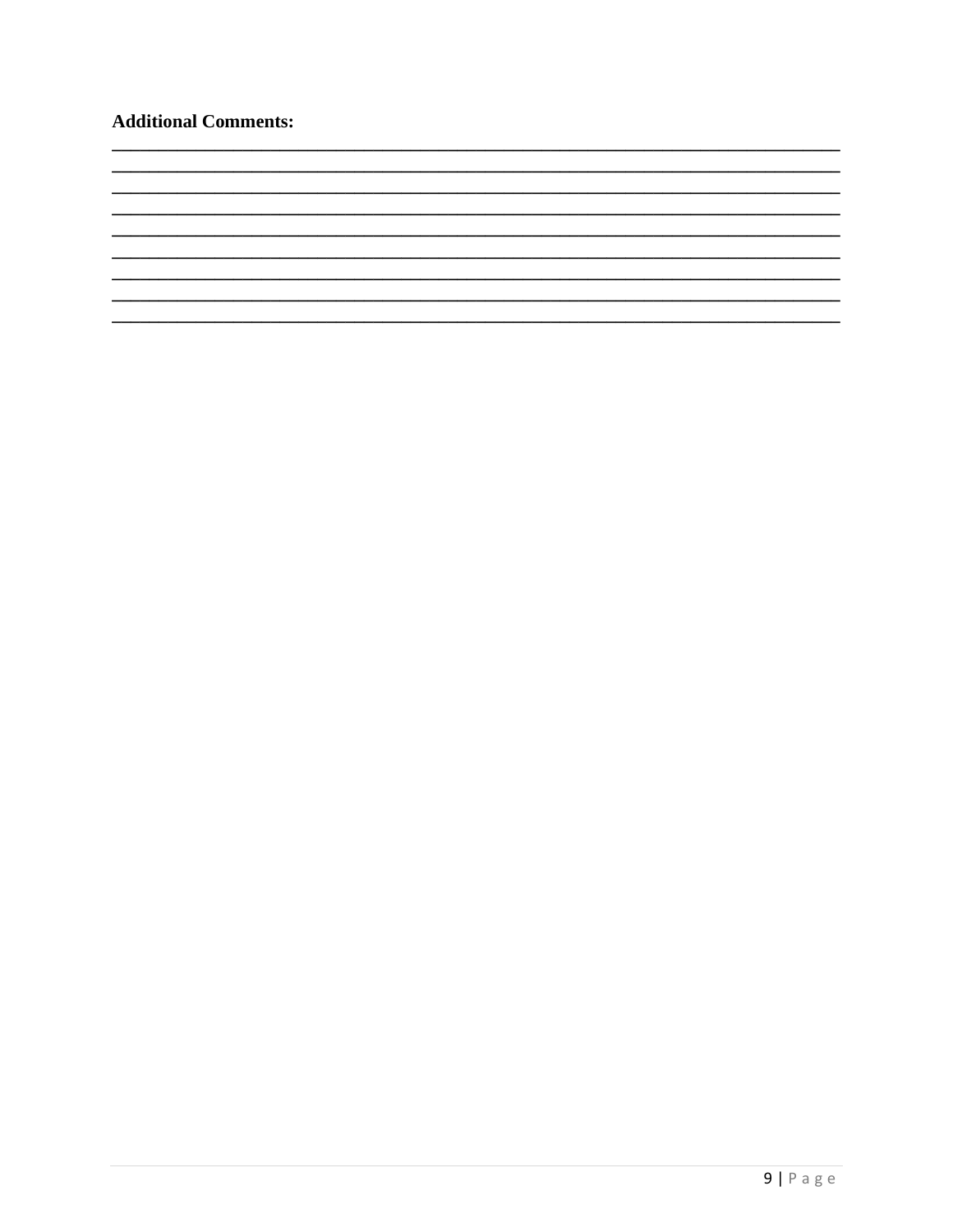**Additional Comments:**

______________________________________________________________________________
______________________________________________________________________________
______________________________________________________________________________
______________________________________________________________________________
______________________________________________________________________________
______________________________________________________________________________
______________________________________________________________________________
______________________________________________________________________________
______________________________________________________________________________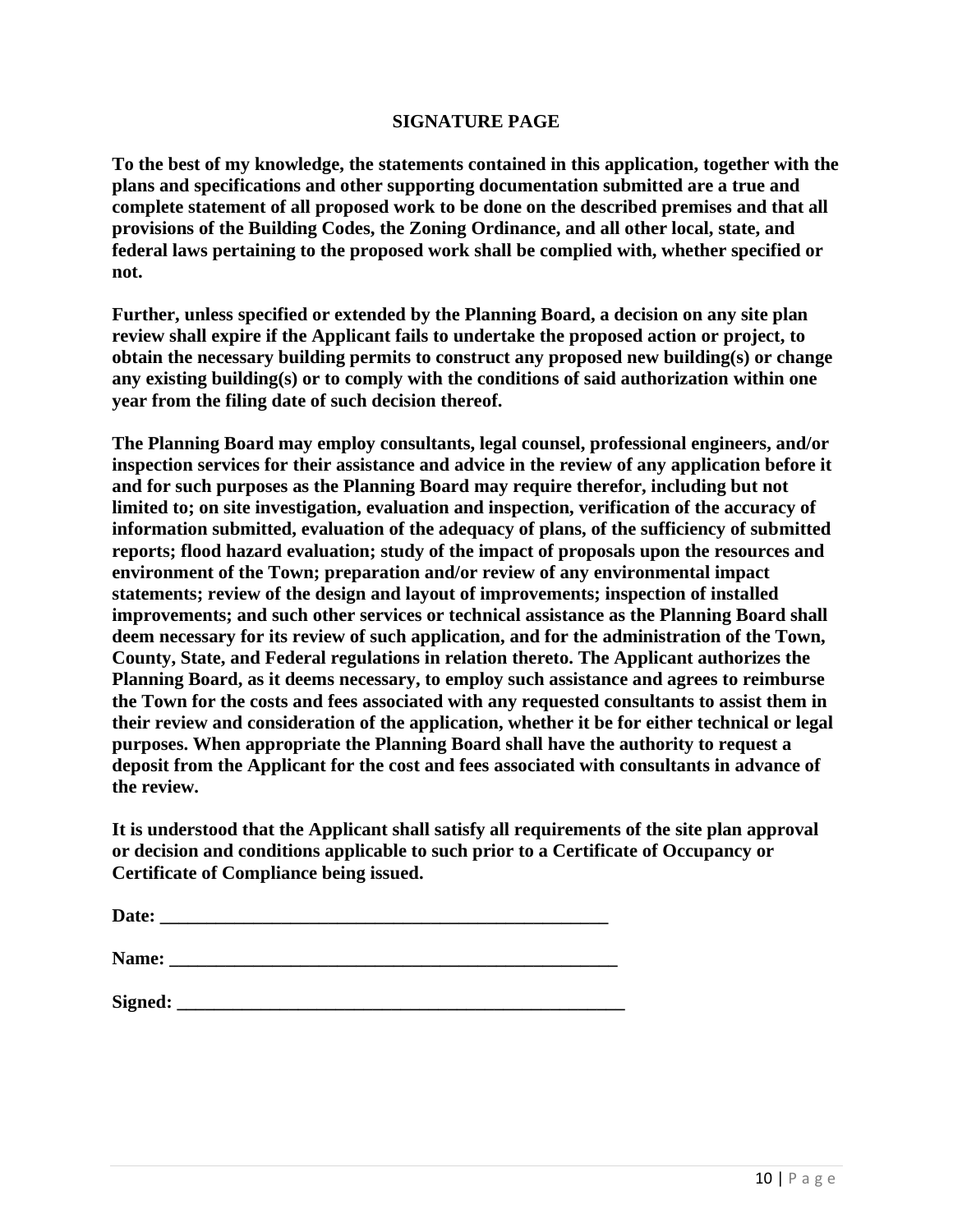## SIGNATURE PAGE

**To the best of my knowledge, the statements contained in this application, together with the plans and specifications and other supporting documentation submitted are a true and complete statement of all proposed work to be done on the described premises and that all provisions of the Building Codes, the Zoning Ordinance, and all other local, state, and federal laws pertaining to the proposed work shall be complied with, whether specified or not.**

**Further, unless specified or extended by the Planning Board, a decision on any site plan review shall expire if the Applicant fails to undertake the proposed action or project, to obtain the necessary building permits to construct any proposed new building(s) or change any existing building(s) or to comply with the conditions of said authorization within one year from the filing date of such decision thereof.**

**The Planning Board may employ consultants, legal counsel, professional engineers, and/or inspection services for their assistance and advice in the review of any application before it and for such purposes as the Planning Board may require therefor, including but not limited to; on site investigation, evaluation and inspection, verification of the accuracy of information submitted, evaluation of the adequacy of plans, of the sufficiency of submitted reports; flood hazard evaluation; study of the impact of proposals upon the resources and environment of the Town; preparation and/or review of any environmental impact statements; review of the design and layout of improvements; inspection of installed improvements; and such other services or technical assistance as the Planning Board shall deem necessary for its review of such application, and for the administration of the Town, County, State, and Federal regulations in relation thereto. The Applicant authorizes the Planning Board, as it deems necessary, to employ such assistance and agrees to reimburse the Town for the costs and fees associated with any requested consultants to assist them in their review and consideration of the application, whether it be for either technical or legal purposes. When appropriate the Planning Board shall have the authority to request a deposit from the Applicant for the cost and fees associated with consultants in advance of the review.**

**It is understood that the Applicant shall satisfy all requirements of the site plan approval or decision and conditions applicable to such prior to a Certificate of Occupancy or Certificate of Compliance being issued.**

**Date: ___________________________________________________**

**Name: ___________________________________________________**

**Signed: _________________________________________________**